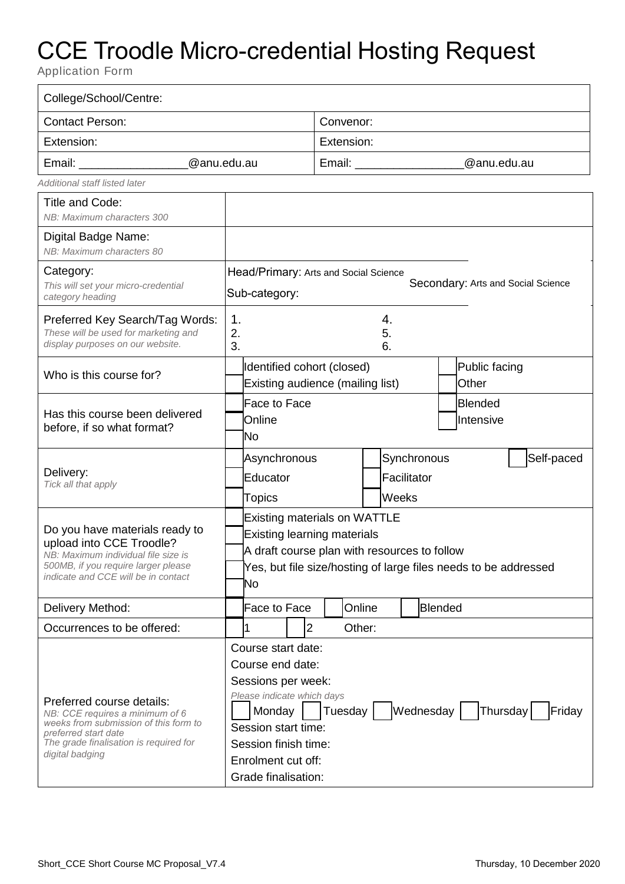# CCE Troodle Micro-credential Hosting Request

Application Form

| College/School/Centre: | |
|---|---|
| Contact Person: | Convenor: |
| Extension: | Extension: |
| Email: ________________@anu.edu.au | Email: ________________@anu.edu.au |

*Additional staff listed later*

| | |
|---|---|
| Title and Code:<br>*NB: Maximum characters 300* | |
| Digital Badge Name:<br>*NB: Maximum characters 80* | |
| Category:<br>*This will set your micro-credential category heading* | Head/Primary: Arts and Social Science<br>Sub-category:<br>Secondary: Arts and Social Science |
| Preferred Key Search/Tag Words:<br>*These will be used for marketing and display purposes on our website.* | 1.<br>2.<br>3.<br>4.<br>5.<br>6. |
| Who is this course for? | ☐ Identified cohort (closed) ☐ Public facing<br>☐ Existing audience (mailing list) ☐ Other |
| Has this course been delivered before, if so what format? | ☐ Face to Face ☐ Blended<br>☐ Online ☐ Intensive<br>☐ No |
| Delivery:<br>*Tick all that apply* | ☐ Asynchronous ☐ Synchronous ☐ Self-paced<br>☐ Educator ☐ Facilitator<br>☐ Topics ☐ Weeks |
| Do you have materials ready to upload into CCE Troodle?<br>*NB: Maximum individual file size is 500MB, if you require larger please indicate and CCE will be in contact* | ☐ Existing materials on WATTLE<br>☐ Existing learning materials<br>☐ A draft course plan with resources to follow<br>☐ Yes, but file size/hosting of large files needs to be addressed<br>☐ No |
| Delivery Method: | ☐ Face to Face ☐ Online ☐ Blended |
| Occurrences to be offered: | ☐ 1 ☐ 2 Other: |
| Preferred course details:<br>*NB: CCE requires a minimum of 6 weeks from submission of this form to preferred start date*<br>*The grade finalisation is required for digital badging* | Course start date:<br>Course end date:<br>Sessions per week:<br>*Please indicate which days*<br>☐ Monday ☐ Tuesday ☐ Wednesday ☐ Thursday ☐ Friday<br>Session start time:<br>Session finish time:<br>Enrolment cut off:<br>Grade finalisation: |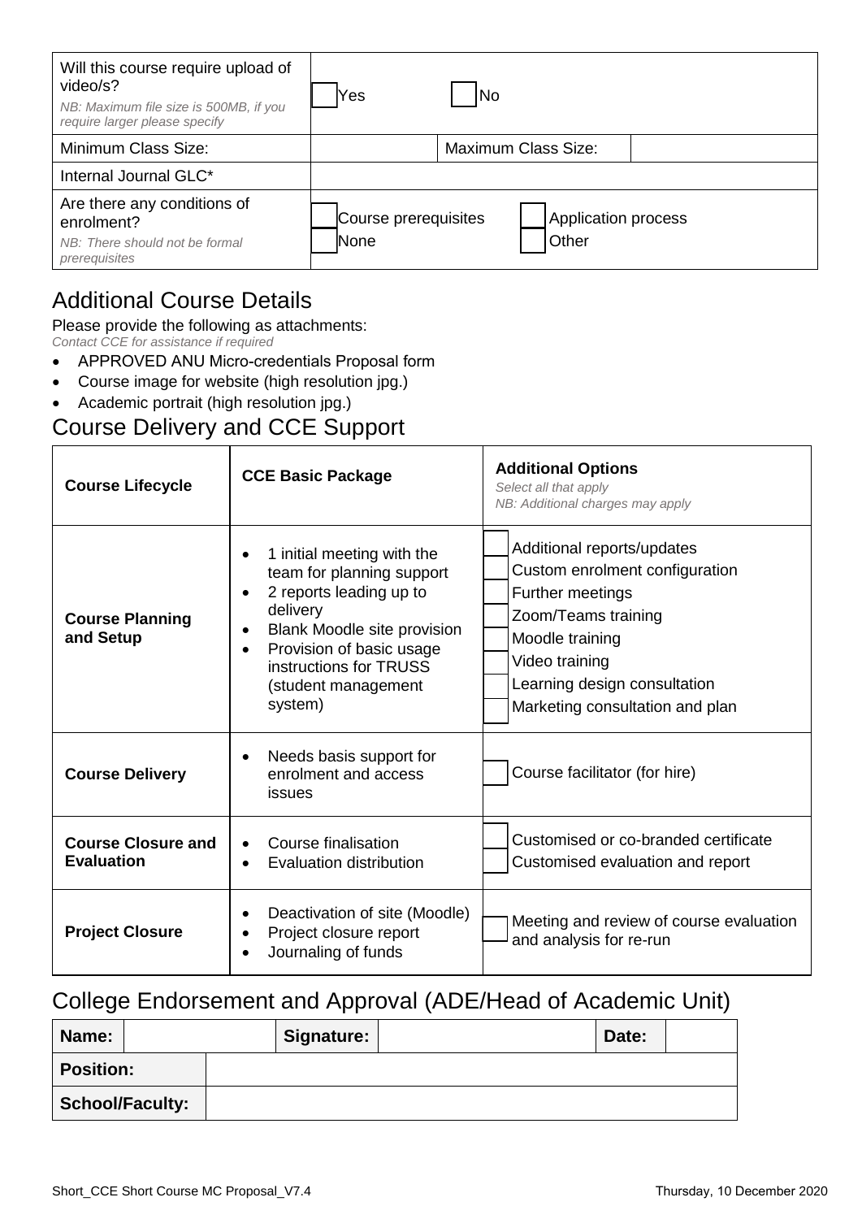| | | | |
|---|---|---|---|
| Will this course require upload of video/s?<br>*NB: Maximum file size is 500MB, if you require larger please specify* | ☐ Yes ☐ No | | |
| Minimum Class Size: | | Maximum Class Size: | |
| Internal Journal GLC* | | | |
| Are there any conditions of enrolment?<br>*NB: There should not be formal prerequisites* | ☐ Course prerequisites ☐ Application process<br>☐ None ☐ Other | | |

## Additional Course Details

Please provide the following as attachments:
*Contact CCE for assistance if required*

- APPROVED ANU Micro-credentials Proposal form
- Course image for website (high resolution jpg.)
- Academic portrait (high resolution jpg.)

## Course Delivery and CCE Support

| **Course Lifecycle** | **CCE Basic Package** | **Additional Options**<br>*Select all that apply*<br>*NB: Additional charges may apply* |
|---|---|---|
| **Course Planning and Setup** | • 1 initial meeting with the team for planning support<br>• 2 reports leading up to delivery<br>• Blank Moodle site provision<br>• Provision of basic usage instructions for TRUSS (student management system) | ☐ Additional reports/updates<br>☐ Custom enrolment configuration<br>☐ Further meetings<br>☐ Zoom/Teams training<br>☐ Moodle training<br>☐ Video training<br>☐ Learning design consultation<br>☐ Marketing consultation and plan |
| **Course Delivery** | • Needs basis support for enrolment and access issues | ☐ Course facilitator (for hire) |
| **Course Closure and Evaluation** | • Course finalisation<br>• Evaluation distribution | ☐ Customised or co-branded certificate<br>☐ Customised evaluation and report |
| **Project Closure** | • Deactivation of site (Moodle)<br>• Project closure report<br>• Journaling of funds | ☐ Meeting and review of course evaluation and analysis for re-run |

## College Endorsement and Approval (ADE/Head of Academic Unit)

| | | | | | |
|---|---|---|---|---|---|
| **Name:** | | **Signature:** | | **Date:** | |
| **Position:** | | | | | |
| **School/Faculty:** | | | | | |